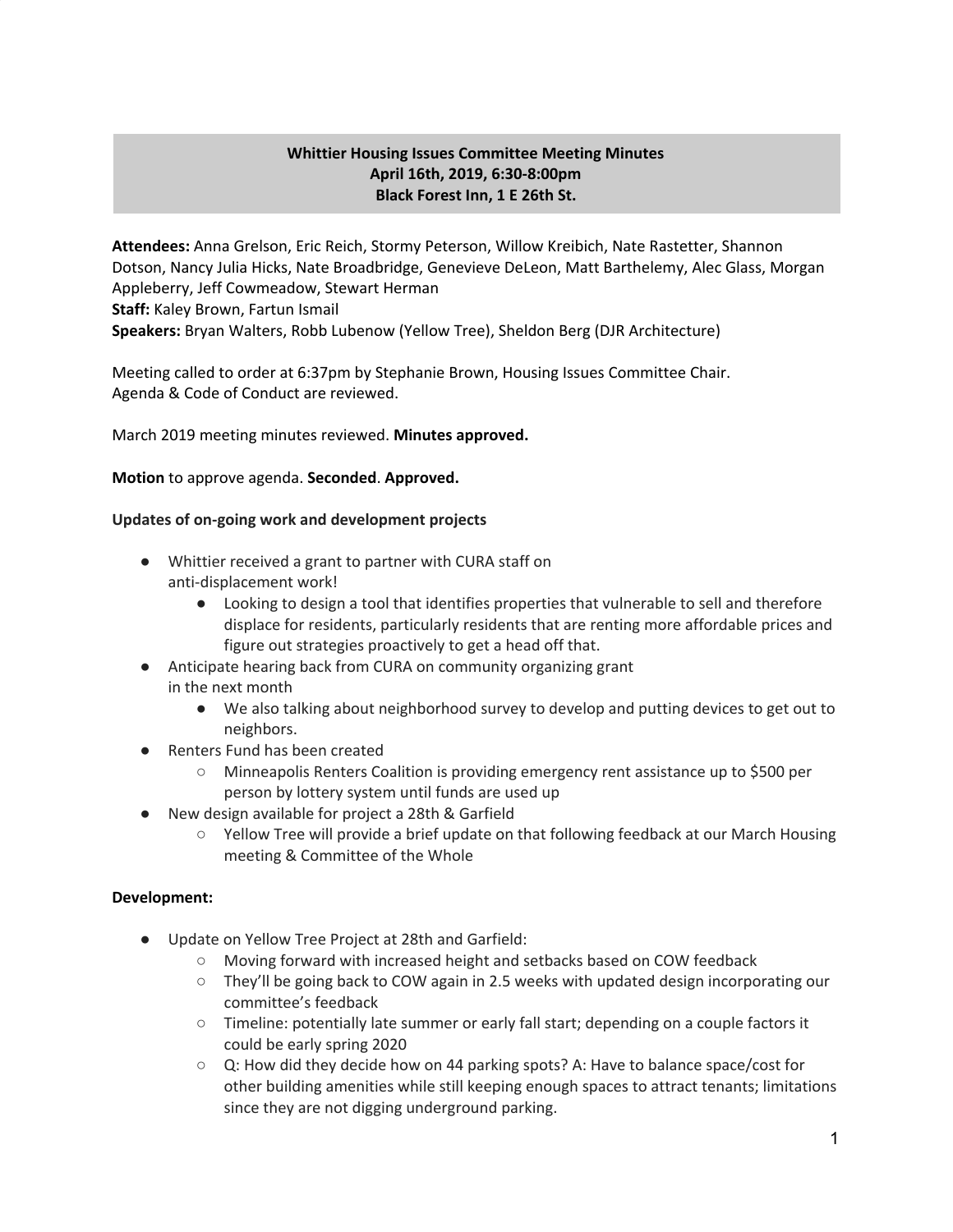**Whittier Housing Issues Committee Meeting Minutes**
**April 16th, 2019, 6:30-8:00pm**
**Black Forest Inn, 1 E 26th St.**

**Attendees:** Anna Grelson, Eric Reich, Stormy Peterson, Willow Kreibich, Nate Rastetter, Shannon Dotson, Nancy Julia Hicks, Nate Broadbridge, Genevieve DeLeon, Matt Barthelemy, Alec Glass, Morgan Appleberry, Jeff Cowmeadow, Stewart Herman
**Staff:** Kaley Brown, Fartun Ismail
**Speakers:** Bryan Walters, Robb Lubenow (Yellow Tree), Sheldon Berg (DJR Architecture)

Meeting called to order at 6:37pm by Stephanie Brown, Housing Issues Committee Chair.
Agenda & Code of Conduct are reviewed.

March 2019 meeting minutes reviewed. **Minutes approved.**

**Motion** to approve agenda. **Seconded**. **Approved.**

**Updates of on-going work and development projects**

- Whittier received a grant to partner with CURA staff on anti-displacement work!
  - Looking to design a tool that identifies properties that vulnerable to sell and therefore displace for residents, particularly residents that are renting more affordable prices and figure out strategies proactively to get a head off that.
- Anticipate hearing back from CURA on community organizing grant in the next month
  - We also talking about neighborhood survey to develop and putting devices to get out to neighbors.
- Renters Fund has been created
  - Minneapolis Renters Coalition is providing emergency rent assistance up to $500 per person by lottery system until funds are used up
- New design available for project a 28th & Garfield
  - Yellow Tree will provide a brief update on that following feedback at our March Housing meeting & Committee of the Whole

**Development:**

- Update on Yellow Tree Project at 28th and Garfield:
  - Moving forward with increased height and setbacks based on COW feedback
  - They'll be going back to COW again in 2.5 weeks with updated design incorporating our committee's feedback
  - Timeline: potentially late summer or early fall start; depending on a couple factors it could be early spring 2020
  - Q: How did they decide how on 44 parking spots? A: Have to balance space/cost for other building amenities while still keeping enough spaces to attract tenants; limitations since they are not digging underground parking.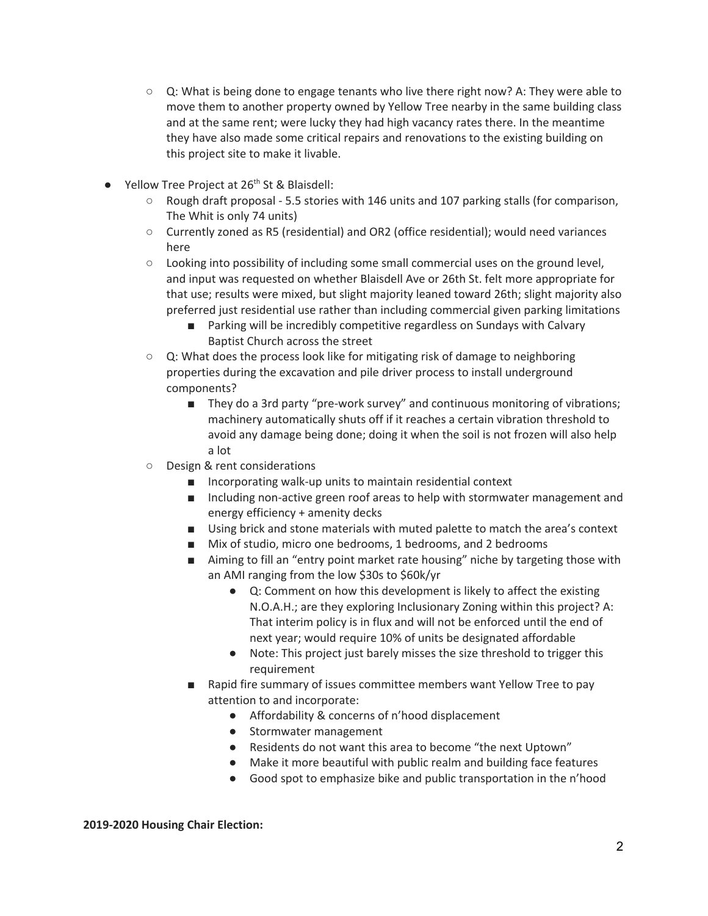- Q: What is being done to engage tenants who live there right now? A: They were able to move them to another property owned by Yellow Tree nearby in the same building class and at the same rent; were lucky they had high vacancy rates there. In the meantime they have also made some critical repairs and renovations to the existing building on this project site to make it livable.

- Yellow Tree Project at 26th St & Blaisdell:
  - Rough draft proposal - 5.5 stories with 146 units and 107 parking stalls (for comparison, The Whit is only 74 units)
  - Currently zoned as R5 (residential) and OR2 (office residential); would need variances here
  - Looking into possibility of including some small commercial uses on the ground level, and input was requested on whether Blaisdell Ave or 26th St. felt more appropriate for that use; results were mixed, but slight majority leaned toward 26th; slight majority also preferred just residential use rather than including commercial given parking limitations
    - Parking will be incredibly competitive regardless on Sundays with Calvary Baptist Church across the street
  - Q: What does the process look like for mitigating risk of damage to neighboring properties during the excavation and pile driver process to install underground components?
    - They do a 3rd party "pre-work survey" and continuous monitoring of vibrations; machinery automatically shuts off if it reaches a certain vibration threshold to avoid any damage being done; doing it when the soil is not frozen will also help a lot
  - Design & rent considerations
    - Incorporating walk-up units to maintain residential context
    - Including non-active green roof areas to help with stormwater management and energy efficiency + amenity decks
    - Using brick and stone materials with muted palette to match the area's context
    - Mix of studio, micro one bedrooms, 1 bedrooms, and 2 bedrooms
    - Aiming to fill an "entry point market rate housing" niche by targeting those with an AMI ranging from the low $30s to $60k/yr
      - Q: Comment on how this development is likely to affect the existing N.O.A.H.; are they exploring Inclusionary Zoning within this project? A: That interim policy is in flux and will not be enforced until the end of next year; would require 10% of units be designated affordable
      - Note: This project just barely misses the size threshold to trigger this requirement
    - Rapid fire summary of issues committee members want Yellow Tree to pay attention to and incorporate:
      - Affordability & concerns of n'hood displacement
      - Stormwater management
      - Residents do not want this area to become "the next Uptown"
      - Make it more beautiful with public realm and building face features
      - Good spot to emphasize bike and public transportation in the n'hood

**2019-2020 Housing Chair Election:**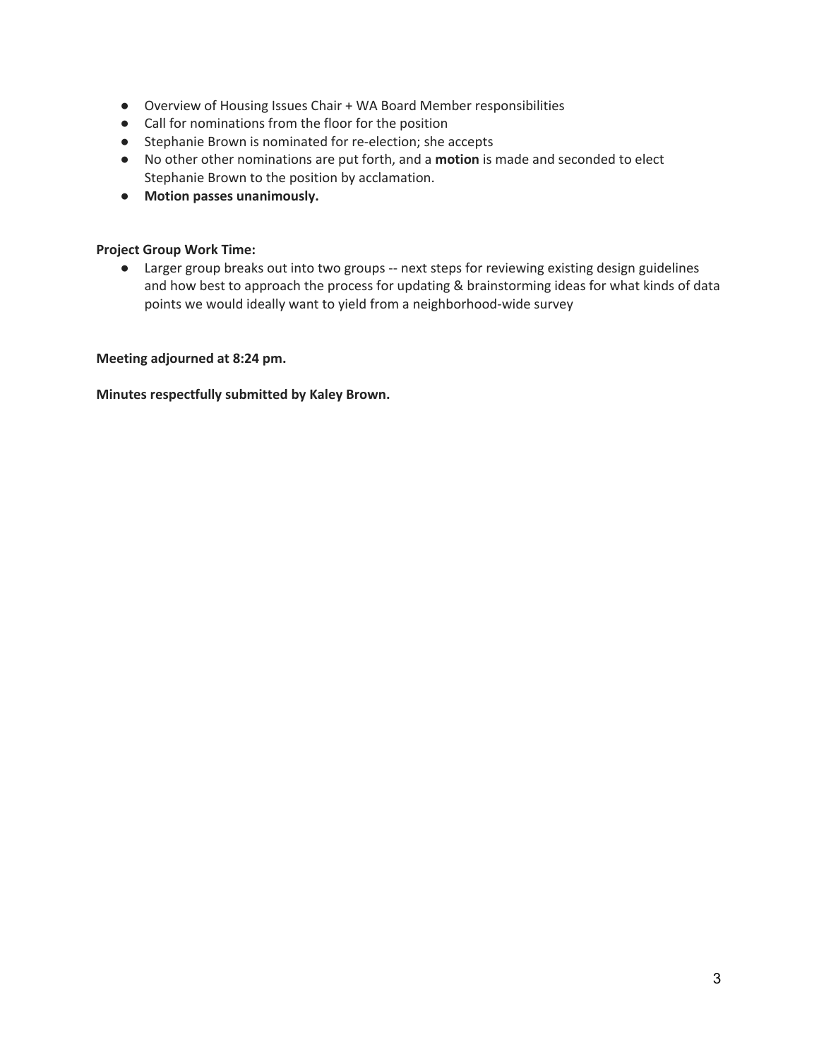- Overview of Housing Issues Chair + WA Board Member responsibilities
- Call for nominations from the floor for the position
- Stephanie Brown is nominated for re-election; she accepts
- No other other nominations are put forth, and a **motion** is made and seconded to elect Stephanie Brown to the position by acclamation.
- **Motion passes unanimously.**

**Project Group Work Time:**

- Larger group breaks out into two groups -- next steps for reviewing existing design guidelines and how best to approach the process for updating & brainstorming ideas for what kinds of data points we would ideally want to yield from a neighborhood-wide survey

**Meeting adjourned at 8:24 pm.**

**Minutes respectfully submitted by Kaley Brown.**